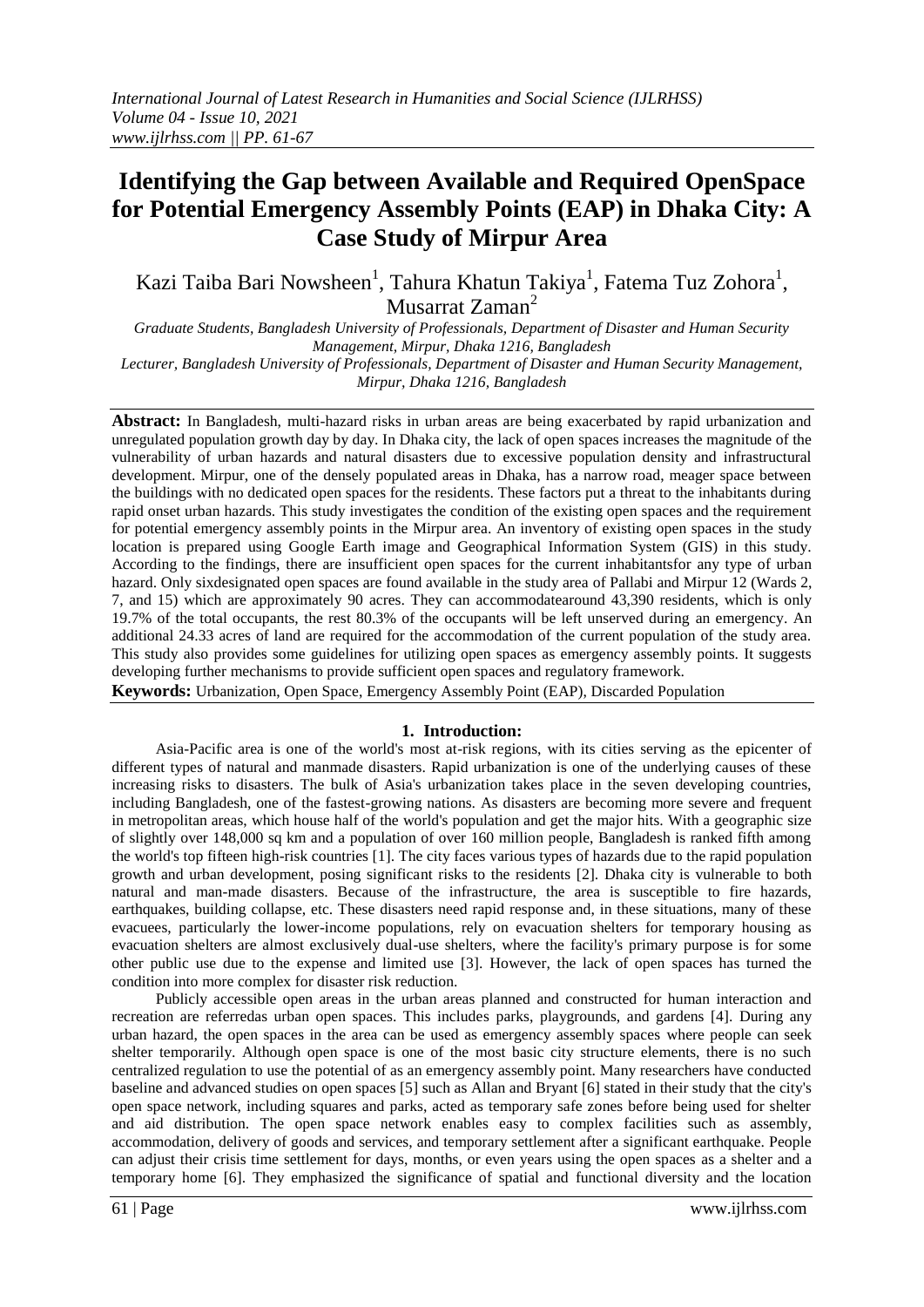# Identifying the Gap between Available and Required OpenSpace for Potential Emergency Assembly Points (EAP) in Dhaka City: A Case Study of Mirpur Area

Kazi Taiba Bari Nowsheen[1], Tahura Khatun Takiya[1], Fatema Tuz Zohora[1], Musarrat Zaman[2]

*Graduate Students, Bangladesh University of Professionals, Department of Disaster and Human Security Management, Mirpur, Dhaka 1216, Bangladesh*

*Lecturer, Bangladesh University of Professionals, Department of Disaster and Human Security Management, Mirpur, Dhaka 1216, Bangladesh*

**Abstract:** In Bangladesh, multi-hazard risks in urban areas are being exacerbated by rapid urbanization and unregulated population growth day by day. In Dhaka city, the lack of open spaces increases the magnitude of the vulnerability of urban hazards and natural disasters due to excessive population density and infrastructural development. Mirpur, one of the densely populated areas in Dhaka, has a narrow road, meager space between the buildings with no dedicated open spaces for the residents. These factors put a threat to the inhabitants during rapid onset urban hazards. This study investigates the condition of the existing open spaces and the requirement for potential emergency assembly points in the Mirpur area. An inventory of existing open spaces in the study location is prepared using Google Earth image and Geographical Information System (GIS) in this study. According to the findings, there are insufficient open spaces for the current inhabitantsfor any type of urban hazard. Only sixdesignated open spaces are found available in the study area of Pallabi and Mirpur 12 (Wards 2, 7, and 15) which are approximately 90 acres. They can accommodatearound 43,390 residents, which is only 19.7% of the total occupants, the rest 80.3% of the occupants will be left unserved during an emergency. An additional 24.33 acres of land are required for the accommodation of the current population of the study area. This study also provides some guidelines for utilizing open spaces as emergency assembly points. It suggests developing further mechanisms to provide sufficient open spaces and regulatory framework.

**Keywords:** Urbanization, Open Space, Emergency Assembly Point (EAP), Discarded Population

## 1. Introduction:

Asia-Pacific area is one of the world's most at-risk regions, with its cities serving as the epicenter of different types of natural and manmade disasters. Rapid urbanization is one of the underlying causes of these increasing risks to disasters. The bulk of Asia's urbanization takes place in the seven developing countries, including Bangladesh, one of the fastest-growing nations. As disasters are becoming more severe and frequent in metropolitan areas, which house half of the world's population and get the major hits. With a geographic size of slightly over 148,000 sq km and a population of over 160 million people, Bangladesh is ranked fifth among the world's top fifteen high-risk countries [1]. The city faces various types of hazards due to the rapid population growth and urban development, posing significant risks to the residents [2]. Dhaka city is vulnerable to both natural and man-made disasters. Because of the infrastructure, the area is susceptible to fire hazards, earthquakes, building collapse, etc. These disasters need rapid response and, in these situations, many of these evacuees, particularly the lower-income populations, rely on evacuation shelters for temporary housing as evacuation shelters are almost exclusively dual-use shelters, where the facility's primary purpose is for some other public use due to the expense and limited use [3]. However, the lack of open spaces has turned the condition into more complex for disaster risk reduction.

Publicly accessible open areas in the urban areas planned and constructed for human interaction and recreation are referredas urban open spaces. This includes parks, playgrounds, and gardens [4]. During any urban hazard, the open spaces in the area can be used as emergency assembly spaces where people can seek shelter temporarily. Although open space is one of the most basic city structure elements, there is no such centralized regulation to use the potential of as an emergency assembly point. Many researchers have conducted baseline and advanced studies on open spaces [5] such as Allan and Bryant [6] stated in their study that the city's open space network, including squares and parks, acted as temporary safe zones before being used for shelter and aid distribution. The open space network enables easy to complex facilities such as assembly, accommodation, delivery of goods and services, and temporary settlement after a significant earthquake. People can adjust their crisis time settlement for days, months, or even years using the open spaces as a shelter and a temporary home [6]. They emphasized the significance of spatial and functional diversity and the location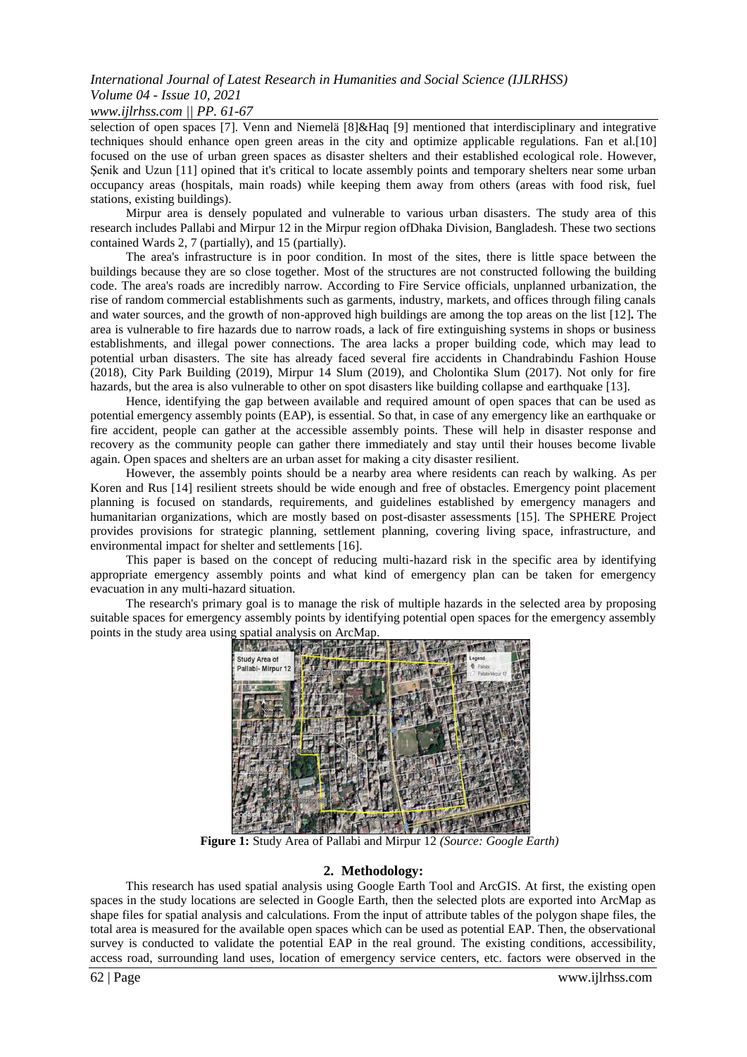selection of open spaces [7]. Venn and Niemelä [8]&Haq [9] mentioned that interdisciplinary and integrative techniques should enhance open green areas in the city and optimize applicable regulations. Fan et al.[10] focused on the use of urban green spaces as disaster shelters and their established ecological role. However, Şenik and Uzun [11] opined that it's critical to locate assembly points and temporary shelters near some urban occupancy areas (hospitals, main roads) while keeping them away from others (areas with food risk, fuel stations, existing buildings).

Mirpur area is densely populated and vulnerable to various urban disasters. The study area of this research includes Pallabi and Mirpur 12 in the Mirpur region ofDhaka Division, Bangladesh. These two sections contained Wards 2, 7 (partially), and 15 (partially).

The area's infrastructure is in poor condition. In most of the sites, there is little space between the buildings because they are so close together. Most of the structures are not constructed following the building code. The area's roads are incredibly narrow. According to Fire Service officials, unplanned urbanization, the rise of random commercial establishments such as garments, industry, markets, and offices through filing canals and water sources, and the growth of non-approved high buildings are among the top areas on the list [12]**.** The area is vulnerable to fire hazards due to narrow roads, a lack of fire extinguishing systems in shops or business establishments, and illegal power connections. The area lacks a proper building code, which may lead to potential urban disasters. The site has already faced several fire accidents in Chandrabindu Fashion House (2018), City Park Building (2019), Mirpur 14 Slum (2019), and Cholontika Slum (2017). Not only for fire hazards, but the area is also vulnerable to other on spot disasters like building collapse and earthquake [13].

Hence, identifying the gap between available and required amount of open spaces that can be used as potential emergency assembly points (EAP), is essential. So that, in case of any emergency like an earthquake or fire accident, people can gather at the accessible assembly points. These will help in disaster response and recovery as the community people can gather there immediately and stay until their houses become livable again. Open spaces and shelters are an urban asset for making a city disaster resilient.

However, the assembly points should be a nearby area where residents can reach by walking. As per Koren and Rus [14] resilient streets should be wide enough and free of obstacles. Emergency point placement planning is focused on standards, requirements, and guidelines established by emergency managers and humanitarian organizations, which are mostly based on post-disaster assessments [15]. The SPHERE Project provides provisions for strategic planning, settlement planning, covering living space, infrastructure, and environmental impact for shelter and settlements [16].

This paper is based on the concept of reducing multi-hazard risk in the specific area by identifying appropriate emergency assembly points and what kind of emergency plan can be taken for emergency evacuation in any multi-hazard situation.

The research's primary goal is to manage the risk of multiple hazards in the selected area by proposing suitable spaces for emergency assembly points by identifying potential open spaces for the emergency assembly points in the study area using spatial analysis on ArcMap.

**Figure 1:** Study Area of Pallabi and Mirpur 12 *(Source: Google Earth)*

## 2. Methodology:

This research has used spatial analysis using Google Earth Tool and ArcGIS. At first, the existing open spaces in the study locations are selected in Google Earth, then the selected plots are exported into ArcMap as shape files for spatial analysis and calculations. From the input of attribute tables of the polygon shape files, the total area is measured for the available open spaces which can be used as potential EAP. Then, the observational survey is conducted to validate the potential EAP in the real ground. The existing conditions, accessibility, access road, surrounding land uses, location of emergency service centers, etc. factors were observed in the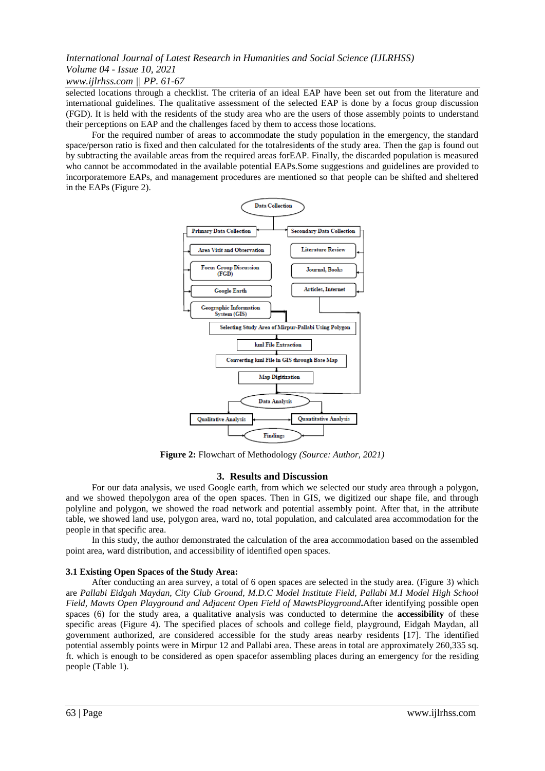selected locations through a checklist. The criteria of an ideal EAP have been set out from the literature and international guidelines. The qualitative assessment of the selected EAP is done by a focus group discussion (FGD). It is held with the residents of the study area who are the users of those assembly points to understand their perceptions on EAP and the challenges faced by them to access those locations.

For the required number of areas to accommodate the study population in the emergency, the standard space/person ratio is fixed and then calculated for the totalresidents of the study area. Then the gap is found out by subtracting the available areas from the required areas forEAP. Finally, the discarded population is measured who cannot be accommodated in the available potential EAPs.Some suggestions and guidelines are provided to incorporatemore EAPs, and management procedures are mentioned so that people can be shifted and sheltered in the EAPs (Figure 2).

**Figure 2:** Flowchart of Methodology *(Source: Author, 2021)*

## 3. Results and Discussion

For our data analysis, we used Google earth, from which we selected our study area through a polygon, and we showed thepolygon area of the open spaces. Then in GIS, we digitized our shape file, and through polyline and polygon, we showed the road network and potential assembly point. After that, in the attribute table, we showed land use, polygon area, ward no, total population, and calculated area accommodation for the people in that specific area.

In this study, the author demonstrated the calculation of the area accommodation based on the assembled point area, ward distribution, and accessibility of identified open spaces.

### 3.1 Existing Open Spaces of the Study Area:

After conducting an area survey, a total of 6 open spaces are selected in the study area. (Figure 3) which are *Pallabi Eidgah Maydan, City Club Ground, M.D.C Model Institute Field, Pallabi M.I Model High School Field, Mawts Open Playground and Adjacent Open Field of MawtsPlayground***.**After identifying possible open spaces (6) for the study area, a qualitative analysis was conducted to determine the **accessibility** of these specific areas (Figure 4). The specified places of schools and college field, playground, Eidgah Maydan, all government authorized, are considered accessible for the study areas nearby residents [17]. The identified potential assembly points were in Mirpur 12 and Pallabi area. These areas in total are approximately 260,335 sq. ft. which is enough to be considered as open spacefor assembling places during an emergency for the residing people (Table 1).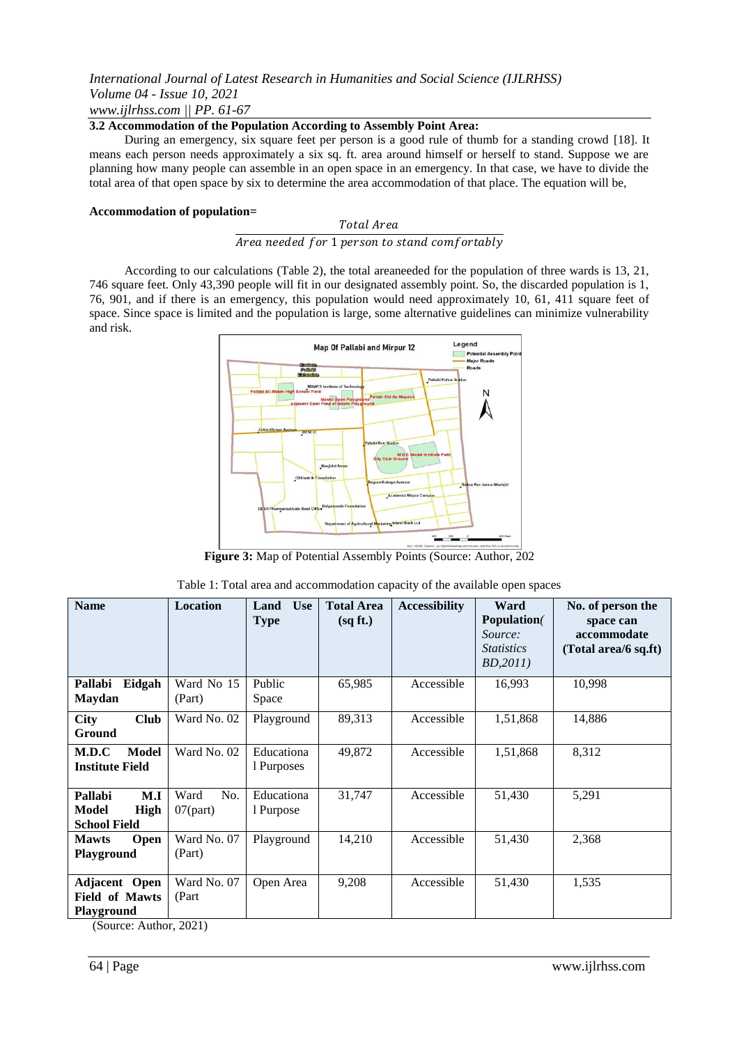### 3.2 Accommodation of the Population According to Assembly Point Area:

During an emergency, six square feet per person is a good rule of thumb for a standing crowd [18]. It means each person needs approximately a six sq. ft. area around himself or herself to stand. Suppose we are planning how many people can assemble in an open space in an emergency. In that case, we have to divide the total area of that open space by six to determine the area accommodation of that place. The equation will be,

**Accommodation of population=**

$$\frac{Total\ Area}{Area\ needed\ for\ 1\ person\ to\ stand\ comfortably}$$

According to our calculations (Table 2), the total areaneeded for the population of three wards is 13, 21, 746 square feet. Only 43,390 people will fit in our designated assembly point. So, the discarded population is 1, 76, 901, and if there is an emergency, this population would need approximately 10, 61, 411 square feet of space. Since space is limited and the population is large, some alternative guidelines can minimize vulnerability and risk.

**Figure 3:** Map of Potential Assembly Points (Source: Author, 202

Table 1: Total area and accommodation capacity of the available open spaces

| Name | Location | Land Use Type | Total Area (sq ft.) | Accessibility | Ward Population( *Source: Statistics BD,2011)* | No. of person the space can accommodate (Total area/6 sq.ft) |
|---|---|---|---|---|---|---|
| **Pallabi Eidgah Maydan** | Ward No 15 (Part) | Public Space | 65,985 | Accessible | 16,993 | 10,998 |
| **City Club Ground** | Ward No. 02 | Playground | 89,313 | Accessible | 1,51,868 | 14,886 |
| **M.D.C Model Institute Field** | Ward No. 02 | Educational Purposes | 49,872 | Accessible | 1,51,868 | 8,312 |
| **Pallabi M.I Model High School Field** | Ward No. 07(part) | Educational Purpose | 31,747 | Accessible | 51,430 | 5,291 |
| **Mawts Open Playground** | Ward No. 07 (Part) | Playground | 14,210 | Accessible | 51,430 | 2,368 |
| **Adjacent Open Field of Mawts Playground** | Ward No. 07 (Part | Open Area | 9,208 | Accessible | 51,430 | 1,535 |

(Source: Author, 2021)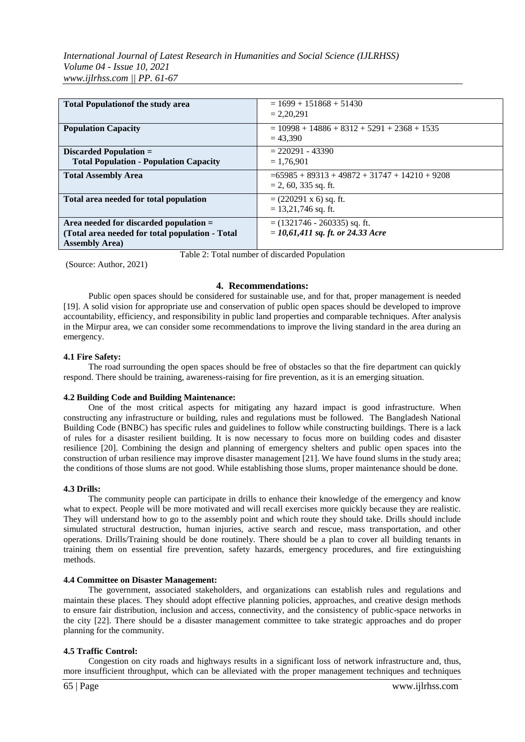| Total Populationof the study area | = 1699 + 151868 + 51430<br>= 2,20,291 |
|---|---|
| **Population Capacity** | = 10998 + 14886 + 8312 + 5291 + 2368 + 1535<br>= 43,390 |
| **Discarded Population = Total Population - Population Capacity** | = 220291 - 43390<br>= 1,76,901 |
| **Total Assembly Area** | =65985 + 89313 + 49872 + 31747 + 14210 + 9208<br>= 2, 60, 335 sq. ft. |
| **Total area needed for total population** | = (220291 x 6) sq. ft.<br>= 13,21,746 sq. ft. |
| **Area needed for discarded population = (Total area needed for total population - Total Assembly Area)** | = (1321746 - 260335) sq. ft.<br>= ***10,61,411 sq. ft. or 24.33 Acre*** |

Table 2: Total number of discarded Population

(Source: Author, 2021)

## 4. Recommendations:

Public open spaces should be considered for sustainable use, and for that, proper management is needed [19]. A solid vision for appropriate use and conservation of public open spaces should be developed to improve accountability, efficiency, and responsibility in public land properties and comparable techniques. After analysis in the Mirpur area, we can consider some recommendations to improve the living standard in the area during an emergency.

### 4.1 Fire Safety:

The road surrounding the open spaces should be free of obstacles so that the fire department can quickly respond. There should be training, awareness-raising for fire prevention, as it is an emerging situation.

### 4.2 Building Code and Building Maintenance:

One of the most critical aspects for mitigating any hazard impact is good infrastructure. When constructing any infrastructure or building, rules and regulations must be followed. The Bangladesh National Building Code (BNBC) has specific rules and guidelines to follow while constructing buildings. There is a lack of rules for a disaster resilient building. It is now necessary to focus more on building codes and disaster resilience [20]. Combining the design and planning of emergency shelters and public open spaces into the construction of urban resilience may improve disaster management [21]. We have found slums in the study area; the conditions of those slums are not good. While establishing those slums, proper maintenance should be done.

### 4.3 Drills:

The community people can participate in drills to enhance their knowledge of the emergency and know what to expect. People will be more motivated and will recall exercises more quickly because they are realistic. They will understand how to go to the assembly point and which route they should take. Drills should include simulated structural destruction, human injuries, active search and rescue, mass transportation, and other operations. Drills/Training should be done routinely. There should be a plan to cover all building tenants in training them on essential fire prevention, safety hazards, emergency procedures, and fire extinguishing methods.

### 4.4 Committee on Disaster Management:

The government, associated stakeholders, and organizations can establish rules and regulations and maintain these places. They should adopt effective planning policies, approaches, and creative design methods to ensure fair distribution, inclusion and access, connectivity, and the consistency of public-space networks in the city [22]. There should be a disaster management committee to take strategic approaches and do proper planning for the community.

### 4.5 Traffic Control:

Congestion on city roads and highways results in a significant loss of network infrastructure and, thus, more insufficient throughput, which can be alleviated with the proper management techniques and techniques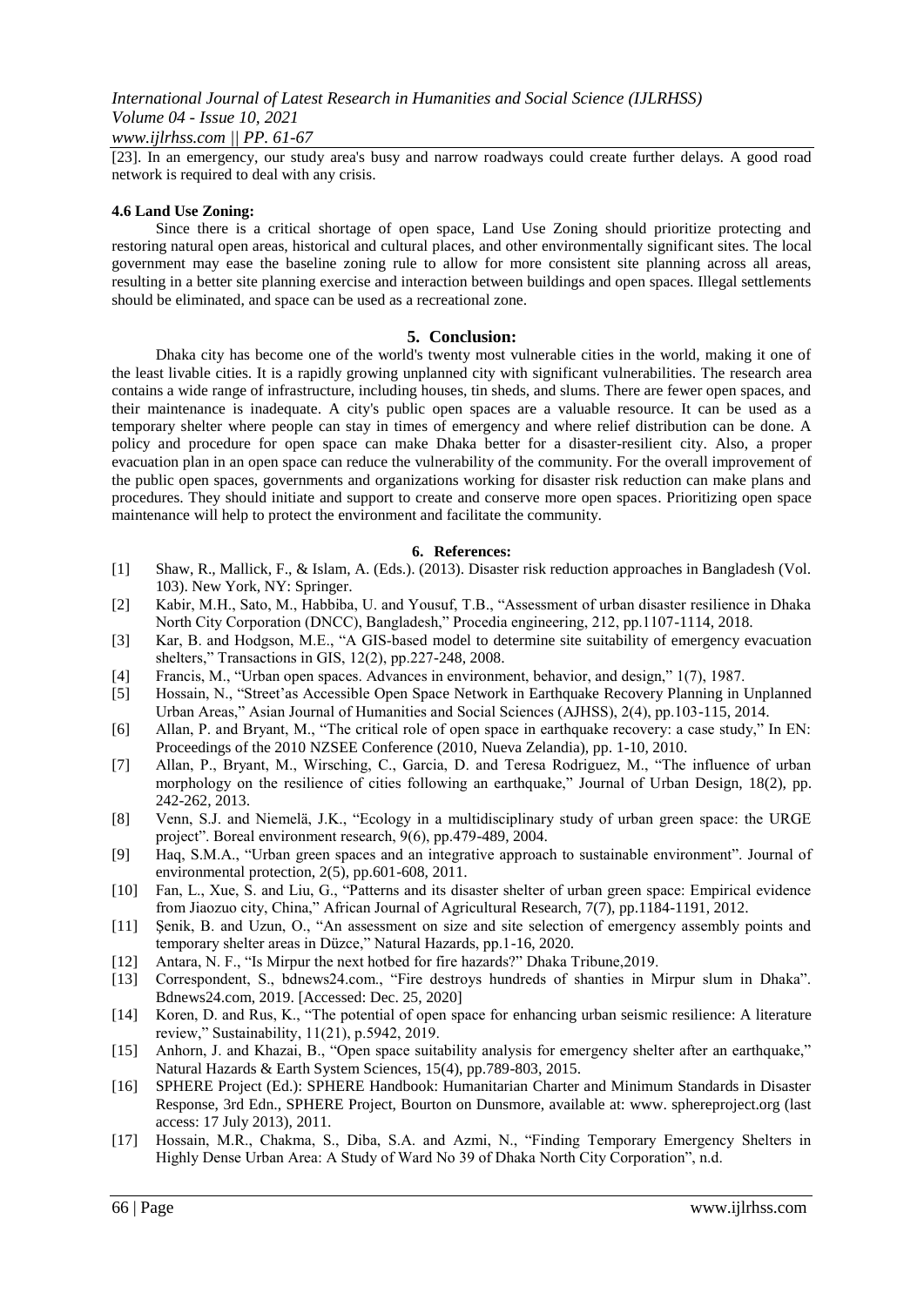[23]. In an emergency, our study area's busy and narrow roadways could create further delays. A good road network is required to deal with any crisis.

### 4.6 Land Use Zoning:

Since there is a critical shortage of open space, Land Use Zoning should prioritize protecting and restoring natural open areas, historical and cultural places, and other environmentally significant sites. The local government may ease the baseline zoning rule to allow for more consistent site planning across all areas, resulting in a better site planning exercise and interaction between buildings and open spaces. Illegal settlements should be eliminated, and space can be used as a recreational zone.

## 5. Conclusion:

Dhaka city has become one of the world's twenty most vulnerable cities in the world, making it one of the least livable cities. It is a rapidly growing unplanned city with significant vulnerabilities. The research area contains a wide range of infrastructure, including houses, tin sheds, and slums. There are fewer open spaces, and their maintenance is inadequate. A city's public open spaces are a valuable resource. It can be used as a temporary shelter where people can stay in times of emergency and where relief distribution can be done. A policy and procedure for open space can make Dhaka better for a disaster-resilient city. Also, a proper evacuation plan in an open space can reduce the vulnerability of the community. For the overall improvement of the public open spaces, governments and organizations working for disaster risk reduction can make plans and procedures. They should initiate and support to create and conserve more open spaces. Prioritizing open space maintenance will help to protect the environment and facilitate the community.

## 6. References:

[1] Shaw, R., Mallick, F., & Islam, A. (Eds.). (2013). Disaster risk reduction approaches in Bangladesh (Vol. 103). New York, NY: Springer.

[2] Kabir, M.H., Sato, M., Habbiba, U. and Yousuf, T.B., "Assessment of urban disaster resilience in Dhaka North City Corporation (DNCC), Bangladesh," Procedia engineering, 212, pp.1107-1114, 2018.

[3] Kar, B. and Hodgson, M.E., "A GIS-based model to determine site suitability of emergency evacuation shelters," Transactions in GIS, 12(2), pp.227-248, 2008.

[4] Francis, M., "Urban open spaces. Advances in environment, behavior, and design," 1(7), 1987.

[5] Hossain, N., "Street'as Accessible Open Space Network in Earthquake Recovery Planning in Unplanned Urban Areas," Asian Journal of Humanities and Social Sciences (AJHSS), 2(4), pp.103-115, 2014.

[6] Allan, P. and Bryant, M., "The critical role of open space in earthquake recovery: a case study," In EN: Proceedings of the 2010 NZSEE Conference (2010, Nueva Zelandia), pp. 1-10, 2010.

[7] Allan, P., Bryant, M., Wirsching, C., Garcia, D. and Teresa Rodriguez, M., "The influence of urban morphology on the resilience of cities following an earthquake," Journal of Urban Design, 18(2), pp. 242-262, 2013.

[8] Venn, S.J. and Niemelä, J.K., "Ecology in a multidisciplinary study of urban green space: the URGE project". Boreal environment research, 9(6), pp.479-489, 2004.

[9] Haq, S.M.A., "Urban green spaces and an integrative approach to sustainable environment". Journal of environmental protection, 2(5), pp.601-608, 2011.

[10] Fan, L., Xue, S. and Liu, G., "Patterns and its disaster shelter of urban green space: Empirical evidence from Jiaozuo city, China," African Journal of Agricultural Research, 7(7), pp.1184-1191, 2012.

[11] Şenik, B. and Uzun, O., "An assessment on size and site selection of emergency assembly points and temporary shelter areas in Düzce," Natural Hazards, pp.1-16, 2020.

[12] Antara, N. F., "Is Mirpur the next hotbed for fire hazards?" Dhaka Tribune,2019.

[13] Correspondent, S., bdnews24.com., "Fire destroys hundreds of shanties in Mirpur slum in Dhaka". Bdnews24.com, 2019. [Accessed: Dec. 25, 2020]

[14] Koren, D. and Rus, K., "The potential of open space for enhancing urban seismic resilience: A literature review," Sustainability, 11(21), p.5942, 2019.

[15] Anhorn, J. and Khazai, B., "Open space suitability analysis for emergency shelter after an earthquake," Natural Hazards & Earth System Sciences, 15(4), pp.789-803, 2015.

[16] SPHERE Project (Ed.): SPHERE Handbook: Humanitarian Charter and Minimum Standards in Disaster Response, 3rd Edn., SPHERE Project, Bourton on Dunsmore, available at: www. sphereproject.org (last access: 17 July 2013), 2011.

[17] Hossain, M.R., Chakma, S., Diba, S.A. and Azmi, N., "Finding Temporary Emergency Shelters in Highly Dense Urban Area: A Study of Ward No 39 of Dhaka North City Corporation", n.d.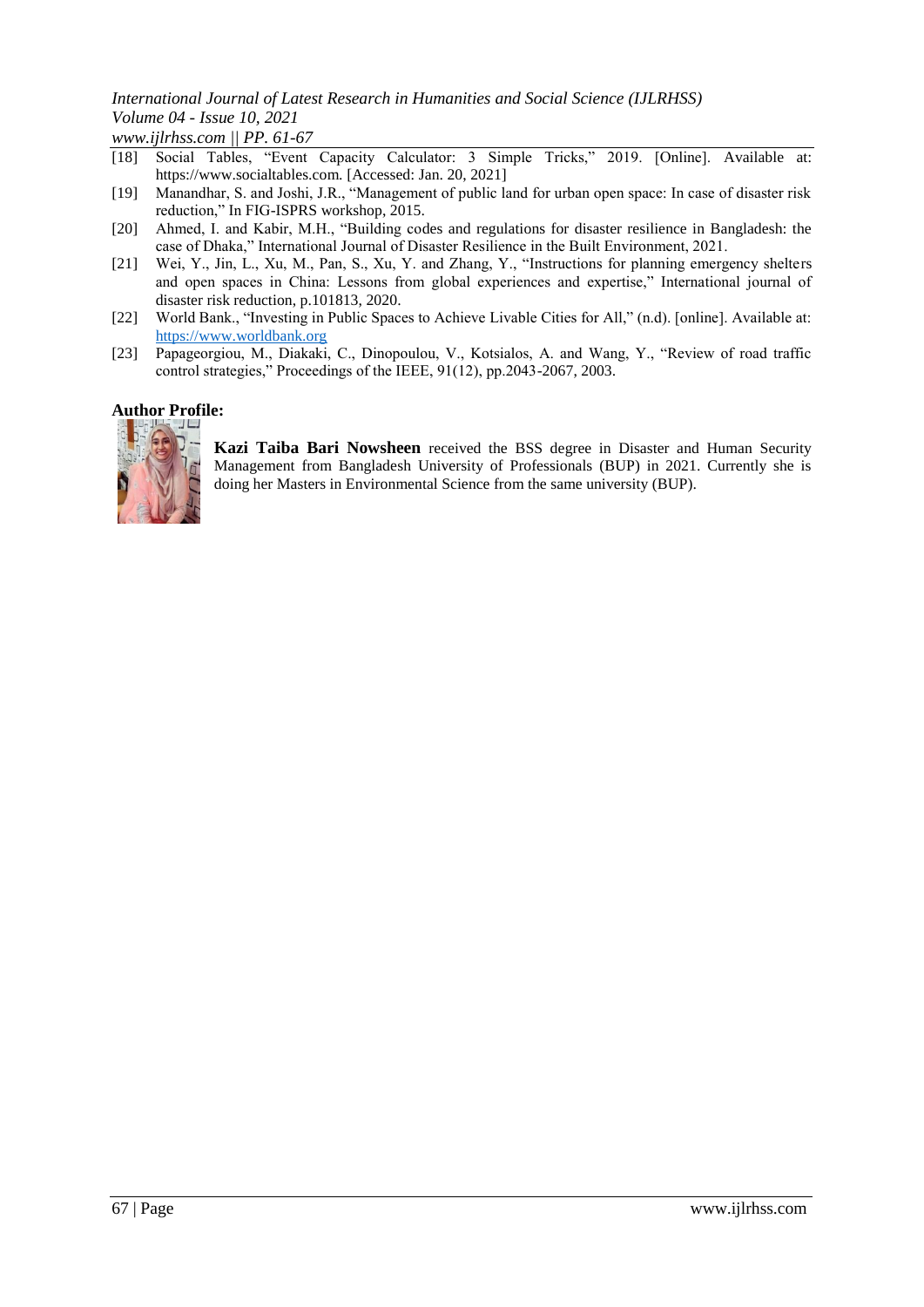[18] Social Tables, "Event Capacity Calculator: 3 Simple Tricks," 2019. [Online]. Available at: https://www.socialtables.com. [Accessed: Jan. 20, 2021]

[19] Manandhar, S. and Joshi, J.R., "Management of public land for urban open space: In case of disaster risk reduction," In FIG-ISPRS workshop, 2015.

[20] Ahmed, I. and Kabir, M.H., "Building codes and regulations for disaster resilience in Bangladesh: the case of Dhaka," International Journal of Disaster Resilience in the Built Environment, 2021.

[21] Wei, Y., Jin, L., Xu, M., Pan, S., Xu, Y. and Zhang, Y., "Instructions for planning emergency shelters and open spaces in China: Lessons from global experiences and expertise," International journal of disaster risk reduction, p.101813, 2020.

[22] World Bank., "Investing in Public Spaces to Achieve Livable Cities for All," (n.d). [online]. Available at: https://www.worldbank.org

[23] Papageorgiou, M., Diakaki, C., Dinopoulou, V., Kotsialos, A. and Wang, Y., "Review of road traffic control strategies," Proceedings of the IEEE, 91(12), pp.2043-2067, 2003.

## Author Profile:

**Kazi Taiba Bari Nowsheen** received the BSS degree in Disaster and Human Security Management from Bangladesh University of Professionals (BUP) in 2021. Currently she is doing her Masters in Environmental Science from the same university (BUP).